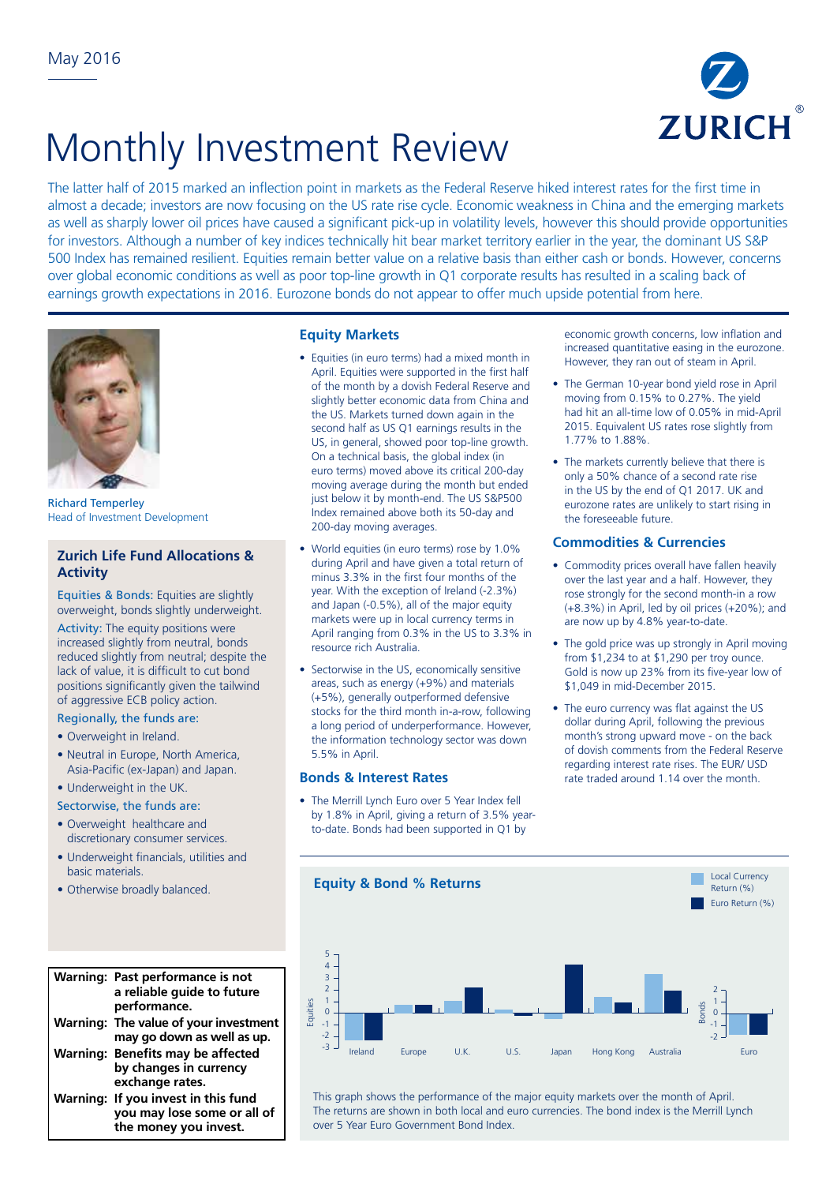May 2016

# Monthly Investment Review

The latter half of 2015 marked an inflection point in markets as the Federal Reserve hiked interest rates for the first time in almost a decade; investors are now focusing on the US rate rise cycle. Economic weakness in China and the emerging markets as well as sharply lower oil prices have caused a significant pick-up in volatility levels, however this should provide opportunities for investors. Although a number of key indices technically hit bear market territory earlier in the year, the dominant US S&P 500 Index has remained resilient. Equities remain better value on a relative basis than either cash or bonds. However, concerns over global economic conditions as well as poor top-line growth in Q1 corporate results has resulted in a scaling back of earnings growth expectations in 2016. Eurozone bonds do not appear to offer much upside potential from here.

Richard Temperley
Head of Investment Development

## Zurich Life Fund Allocations & Activity

Equities & Bonds: Equities are slightly overweight, bonds slightly underweight.

Activity: The equity positions were increased slightly from neutral, bonds reduced slightly from neutral; despite the lack of value, it is difficult to cut bond positions significantly given the tailwind of aggressive ECB policy action.

Regionally, the funds are:

- Overweight in Ireland.
- Neutral in Europe, North America, Asia-Pacific (ex-Japan) and Japan.
- Underweight in the UK.

Sectorwise, the funds are:

- Overweight healthcare and discretionary consumer services.
- Underweight financials, utilities and basic materials.
- Otherwise broadly balanced.

**Warning: Past performance is not a reliable guide to future performance.**

**Warning: The value of your investment may go down as well as up.**

**Warning: Benefits may be affected by changes in currency exchange rates.**

**Warning: If you invest in this fund you may lose some or all of the money you invest.**

## Equity Markets

- Equities (in euro terms) had a mixed month in April. Equities were supported in the first half of the month by a dovish Federal Reserve and slightly better economic data from China and the US. Markets turned down again in the second half as US Q1 earnings results in the US, in general, showed poor top-line growth. On a technical basis, the global index (in euro terms) moved above its critical 200-day moving average during the month but ended just below it by month-end. The US S&P500 Index remained above both its 50-day and 200-day moving averages.
- World equities (in euro terms) rose by 1.0% during April and have given a total return of minus 3.3% in the first four months of the year. With the exception of Ireland (-2.3%) and Japan (-0.5%), all of the major equity markets were up in local currency terms in April ranging from 0.3% in the US to 3.3% in resource rich Australia.
- Sectorwise in the US, economically sensitive areas, such as energy (+9%) and materials (+5%), generally outperformed defensive stocks for the third month in-a-row, following a long period of underperformance. However, the information technology sector was down 5.5% in April.

## Bonds & Interest Rates

- The Merrill Lynch Euro over 5 Year Index fell by 1.8% in April, giving a return of 3.5% year-to-date. Bonds had been supported in Q1 by economic growth concerns, low inflation and increased quantitative easing in the eurozone. However, they ran out of steam in April.
- The German 10-year bond yield rose in April moving from 0.15% to 0.27%. The yield had hit an all-time low of 0.05% in mid-April 2015. Equivalent US rates rose slightly from 1.77% to 1.88%.
- The markets currently believe that there is only a 50% chance of a second rate rise in the US by the end of Q1 2017. UK and eurozone rates are unlikely to start rising in the foreseeable future.

## Commodities & Currencies

- Commodity prices overall have fallen heavily over the last year and a half. However, they rose strongly for the second month-in a row (+8.3%) in April, led by oil prices (+20%); and are now up by 4.8% year-to-date.
- The gold price was up strongly in April moving from $1,234 to at $1,290 per troy ounce. Gold is now up 23% from its five-year low of $1,049 in mid-December 2015.
- The euro currency was flat against the US dollar during April, following the previous month's strong upward move - on the back of dovish comments from the Federal Reserve regarding interest rate rises. The EUR/ USD rate traded around 1.14 over the month.

## Equity & Bond % Returns

Legend: Local Currency Return (%), Euro Return (%)

Equities: Ireland, Europe, U.K., U.S., Japan, Hong Kong, Australia. Bonds: Euro.

This graph shows the performance of the major equity markets over the month of April. The returns are shown in both local and euro currencies. The bond index is the Merrill Lynch over 5 Year Euro Government Bond Index.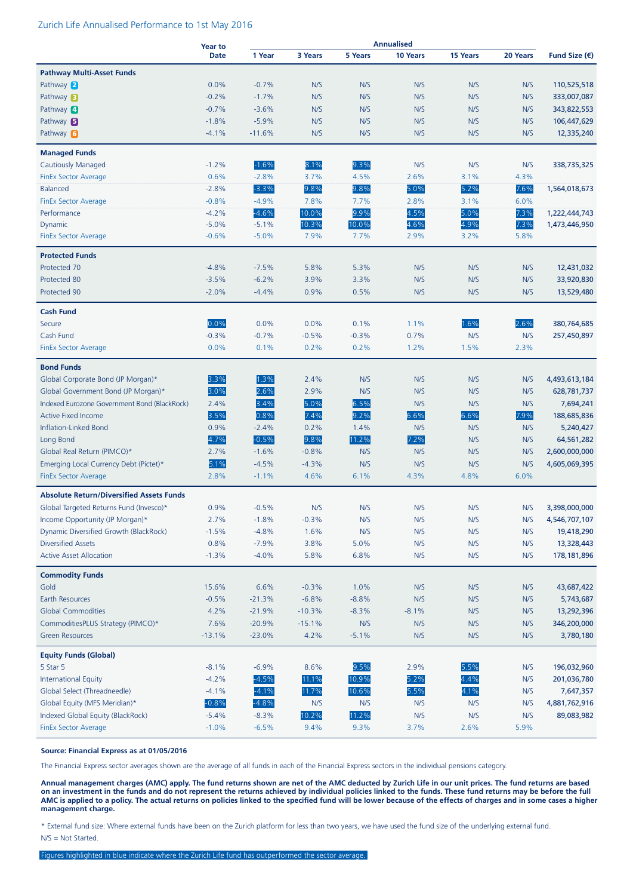## Zurich Life Annualised Performance to 1st May 2016

| | Year to Date | Annualised | | | | | | Fund Size (€) |
|---|---|---|---|---|---|---|---|---|
| | | 1 Year | 3 Years | 5 Years | 10 Years | 15 Years | 20 Years | |
| **Pathway Multi-Asset Funds** | | | | | | | | |
| Pathway 2 | 0.0% | -0.7% | N/S | N/S | N/S | N/S | N/S | 110,525,518 |
| Pathway 3 | -0.2% | -1.7% | N/S | N/S | N/S | N/S | N/S | 333,007,087 |
| Pathway 4 | -0.7% | -3.6% | N/S | N/S | N/S | N/S | N/S | 343,822,553 |
| Pathway 5 | -1.8% | -5.9% | N/S | N/S | N/S | N/S | N/S | 106,447,629 |
| Pathway 6 | -4.1% | -11.6% | N/S | N/S | N/S | N/S | N/S | 12,335,240 |
| **Managed Funds** | | | | | | | | |
| Cautiously Managed | -1.2% | -1.6% | 8.1% | 9.3% | N/S | N/S | N/S | 338,735,325 |
| FinEx Sector Average | 0.6% | -2.8% | 3.7% | 4.5% | 2.6% | 3.1% | 4.3% | |
| Balanced | -2.8% | -3.3% | 9.8% | 9.8% | 5.0% | 5.2% | 7.6% | 1,564,018,673 |
| FinEx Sector Average | -0.8% | -4.9% | 7.8% | 7.7% | 2.8% | 3.1% | 6.0% | |
| Performance | -4.2% | -4.6% | 10.0% | 9.9% | 4.5% | 5.0% | 7.3% | 1,222,444,743 |
| Dynamic | -5.0% | -5.1% | 10.3% | 10.0% | 4.6% | 4.9% | 7.3% | 1,473,446,950 |
| FinEx Sector Average | -0.6% | -5.0% | 7.9% | 7.7% | 2.9% | 3.2% | 5.8% | |
| **Protected Funds** | | | | | | | | |
| Protected 70 | -4.8% | -7.5% | 5.8% | 5.3% | N/S | N/S | N/S | 12,431,032 |
| Protected 80 | -3.5% | -6.2% | 3.9% | 3.3% | N/S | N/S | N/S | 33,920,830 |
| Protected 90 | -2.0% | -4.4% | 0.9% | 0.5% | N/S | N/S | N/S | 13,529,480 |
| **Cash Fund** | | | | | | | | |
| Secure | 0.0% | 0.0% | 0.0% | 0.1% | 1.1% | 1.6% | 2.6% | 380,764,685 |
| Cash Fund | -0.3% | -0.7% | -0.5% | -0.3% | 0.7% | N/S | N/S | 257,450,897 |
| FinEx Sector Average | 0.0% | 0.1% | 0.2% | 0.2% | 1.2% | 1.5% | 2.3% | |
| **Bond Funds** | | | | | | | | |
| Global Corporate Bond (JP Morgan)* | 3.3% | 1.3% | 2.4% | N/S | N/S | N/S | N/S | 4,493,613,184 |
| Global Government Bond (JP Morgan)* | 3.0% | 2.6% | 2.9% | N/S | N/S | N/S | N/S | 628,781,737 |
| Indexed Eurozone Government Bond (BlackRock) | 2.4% | 3.4% | 5.0% | 6.5% | N/S | N/S | N/S | 7,694,241 |
| Active Fixed Income | 3.5% | 0.8% | 7.4% | 9.2% | 6.6% | 6.6% | 7.9% | 188,685,836 |
| Inflation-Linked Bond | 0.9% | -2.4% | 0.2% | 1.4% | N/S | N/S | N/S | 5,240,427 |
| Long Bond | 4.7% | -0.5% | 9.8% | 11.2% | 7.2% | N/S | N/S | 64,561,282 |
| Global Real Return (PIMCO)* | 2.7% | -1.6% | -0.8% | N/S | N/S | N/S | N/S | 2,600,000,000 |
| Emerging Local Currency Debt (Pictet)* | 5.1% | -4.5% | -4.3% | N/S | N/S | N/S | N/S | 4,605,069,395 |
| FinEx Sector Average | 2.8% | -1.1% | 4.6% | 6.1% | 4.3% | 4.8% | 6.0% | |
| **Absolute Return/Diversified Assets Funds** | | | | | | | | |
| Global Targeted Returns Fund (Invesco)* | 0.9% | -0.5% | N/S | N/S | N/S | N/S | N/S | 3,398,000,000 |
| Income Opportunity (JP Morgan)* | 2.7% | -1.8% | -0.3% | N/S | N/S | N/S | N/S | 4,546,707,107 |
| Dynamic Diversified Growth (BlackRock) | -1.5% | -4.8% | 1.6% | N/S | N/S | N/S | N/S | 19,418,290 |
| Diversified Assets | 0.8% | -7.9% | 3.8% | 5.0% | N/S | N/S | N/S | 13,328,443 |
| Active Asset Allocation | -1.3% | -4.0% | 5.8% | 6.8% | N/S | N/S | N/S | 178,181,896 |
| **Commodity Funds** | | | | | | | | |
| Gold | 15.6% | 6.6% | -0.3% | 1.0% | N/S | N/S | N/S | 43,687,422 |
| Earth Resources | -0.5% | -21.3% | -6.8% | -8.8% | N/S | N/S | N/S | 5,743,687 |
| Global Commodities | 4.2% | -21.9% | -10.3% | -8.3% | -8.1% | N/S | N/S | 13,292,396 |
| CommoditiesPLUS Strategy (PIMCO)* | 7.6% | -20.9% | -15.1% | N/S | N/S | N/S | N/S | 346,200,000 |
| Green Resources | -13.1% | -23.0% | 4.2% | -5.1% | N/S | N/S | N/S | 3,780,180 |
| **Equity Funds (Global)** | | | | | | | | |
| 5 Star 5 | -8.1% | -6.9% | 8.6% | 9.5% | 2.9% | 5.5% | N/S | 196,032,960 |
| International Equity | -4.2% | -4.5% | 11.1% | 10.9% | 5.2% | 4.4% | N/S | 201,036,780 |
| Global Select (Threadneedle) | -4.1% | -4.1% | 11.7% | 10.6% | 5.5% | 4.1% | N/S | 7,647,357 |
| Global Equity (MFS Meridian)* | -0.8% | -4.8% | N/S | N/S | N/S | N/S | N/S | 4,881,762,916 |
| Indexed Global Equity (BlackRock) | -5.4% | -8.3% | 10.2% | 11.2% | N/S | N/S | N/S | 89,083,982 |
| FinEx Sector Average | -1.0% | -6.5% | 9.4% | 9.3% | 3.7% | 2.6% | 5.9% | |

**Source: Financial Express as at 01/05/2016**

The Financial Express sector averages shown are the average of all funds in each of the Financial Express sectors in the individual pensions category.

**Annual management charges (AMC) apply. The fund returns shown are net of the AMC deducted by Zurich Life in our unit prices. The fund returns are based on an investment in the funds and do not represent the returns achieved by individual policies linked to the funds. These fund returns may be before the full AMC is applied to a policy. The actual returns on policies linked to the specified fund will be lower because of the effects of charges and in some cases a higher management charge.**

* External fund size: Where external funds have been on the Zurich platform for less than two years, we have used the fund size of the underlying external fund.

N/S = Not Started.

Figures highlighted in blue indicate where the Zurich Life fund has outperformed the sector average.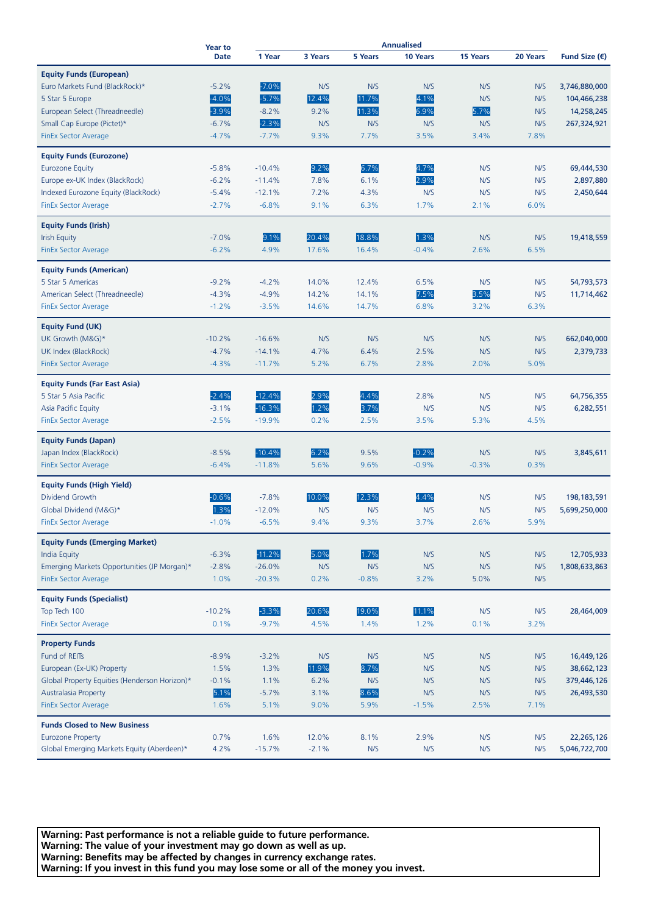| | Year to Date | Annualised | | | | | | |
|---|---|---|---|---|---|---|---|---|
| | | 1 Year | 3 Years | 5 Years | 10 Years | 15 Years | 20 Years | Fund Size (€) |
| **Equity Funds (European)** | | | | | | | | |
| Euro Markets Fund (BlackRock)* | -5.2% | -7.0% | N/S | N/S | N/S | N/S | N/S | 3,746,880,000 |
| 5 Star 5 Europe | -4.0% | -5.7% | 12.4% | 11.7% | 4.1% | N/S | N/S | 104,466,238 |
| European Select (Threadneedle) | -3.9% | -8.2% | 9.2% | 11.3% | 6.9% | 5.7% | N/S | 14,258,245 |
| Small Cap Europe (Pictet)* | -6.7% | -2.3% | N/S | N/S | N/S | N/S | N/S | 267,324,921 |
| FinEx Sector Average | -4.7% | -7.7% | 9.3% | 7.7% | 3.5% | 3.4% | 7.8% | |
| **Equity Funds (Eurozone)** | | | | | | | | |
| Eurozone Equity | -5.8% | -10.4% | 9.2% | 6.7% | 4.7% | N/S | N/S | 69,444,530 |
| Europe ex-UK Index (BlackRock) | -6.2% | -11.4% | 7.8% | 6.1% | 2.9% | N/S | N/S | 2,897,880 |
| Indexed Eurozone Equity (BlackRock) | -5.4% | -12.1% | 7.2% | 4.3% | N/S | N/S | N/S | 2,450,644 |
| FinEx Sector Average | -2.7% | -6.8% | 9.1% | 6.3% | 1.7% | 2.1% | 6.0% | |
| **Equity Funds (Irish)** | | | | | | | | |
| Irish Equity | -7.0% | 9.1% | 20.4% | 18.8% | 1.3% | N/S | N/S | 19,418,559 |
| FinEx Sector Average | -6.2% | 4.9% | 17.6% | 16.4% | -0.4% | 2.6% | 6.5% | |
| **Equity Funds (American)** | | | | | | | | |
| 5 Star 5 Americas | -9.2% | -4.2% | 14.0% | 12.4% | 6.5% | N/S | N/S | 54,793,573 |
| American Select (Threadneedle) | -4.3% | -4.9% | 14.2% | 14.1% | 7.5% | 3.5% | N/S | 11,714,462 |
| FinEx Sector Average | -1.2% | -3.5% | 14.6% | 14.7% | 6.8% | 3.2% | 6.3% | |
| **Equity Fund (UK)** | | | | | | | | |
| UK Growth (M&G)* | -10.2% | -16.6% | N/S | N/S | N/S | N/S | N/S | 662,040,000 |
| UK Index (BlackRock) | -4.7% | -14.1% | 4.7% | 6.4% | 2.5% | N/S | N/S | 2,379,733 |
| FinEx Sector Average | -4.3% | -11.7% | 5.2% | 6.7% | 2.8% | 2.0% | 5.0% | |
| **Equity Funds (Far East Asia)** | | | | | | | | |
| 5 Star 5 Asia Pacific | -2.4% | -12.4% | 2.9% | 4.4% | 2.8% | N/S | N/S | 64,756,355 |
| Asia Pacific Equity | -3.1% | -16.3% | 1.2% | 3.7% | N/S | N/S | N/S | 6,282,551 |
| FinEx Sector Average | -2.5% | -19.9% | 0.2% | 2.5% | 3.5% | 5.3% | 4.5% | |
| **Equity Funds (Japan)** | | | | | | | | |
| Japan Index (BlackRock) | -8.5% | -10.4% | 6.2% | 9.5% | -0.2% | N/S | N/S | 3,845,611 |
| FinEx Sector Average | -6.4% | -11.8% | 5.6% | 9.6% | -0.9% | -0.3% | 0.3% | |
| **Equity Funds (High Yield)** | | | | | | | | |
| Dividend Growth | -0.6% | -7.8% | 10.0% | 12.3% | 4.4% | N/S | N/S | 198,183,591 |
| Global Dividend (M&G)* | 1.3% | -12.0% | N/S | N/S | N/S | N/S | N/S | 5,699,250,000 |
| FinEx Sector Average | -1.0% | -6.5% | 9.4% | 9.3% | 3.7% | 2.6% | 5.9% | |
| **Equity Funds (Emerging Market)** | | | | | | | | |
| India Equity | -6.3% | -11.2% | 5.0% | 1.7% | N/S | N/S | N/S | 12,705,933 |
| Emerging Markets Opportunities (JP Morgan)* | -2.8% | -26.0% | N/S | N/S | N/S | N/S | N/S | 1,808,633,863 |
| FinEx Sector Average | 1.0% | -20.3% | 0.2% | -0.8% | 3.2% | 5.0% | N/S | |
| **Equity Funds (Specialist)** | | | | | | | | |
| Top Tech 100 | -10.2% | -3.3% | 20.6% | 19.0% | 11.1% | N/S | N/S | 28,464,009 |
| FinEx Sector Average | 0.1% | -9.7% | 4.5% | 1.4% | 1.2% | 0.1% | 3.2% | |
| **Property Funds** | | | | | | | | |
| Fund of REITs | -8.9% | -3.2% | N/S | N/S | N/S | N/S | N/S | 16,449,126 |
| European (Ex-UK) Property | 1.5% | 1.3% | 11.9% | 8.7% | N/S | N/S | N/S | 38,662,123 |
| Global Property Equities (Henderson Horizon)* | -0.1% | 1.1% | 6.2% | N/S | N/S | N/S | N/S | 379,446,126 |
| Australasia Property | 5.1% | -5.7% | 3.1% | 8.6% | N/S | N/S | N/S | 26,493,530 |
| FinEx Sector Average | 1.6% | 5.1% | 9.0% | 5.9% | -1.5% | 2.5% | 7.1% | |
| **Funds Closed to New Business** | | | | | | | | |
| Eurozone Property | 0.7% | 1.6% | 12.0% | 8.1% | 2.9% | N/S | N/S | 22,265,126 |
| Global Emerging Markets Equity (Aberdeen)* | 4.2% | -15.7% | -2.1% | N/S | N/S | N/S | N/S | 5,046,722,700 |

**Warning: Past performance is not a reliable guide to future performance.**
**Warning: The value of your investment may go down as well as up.**
**Warning: Benefits may be affected by changes in currency exchange rates.**
**Warning: If you invest in this fund you may lose some or all of the money you invest.**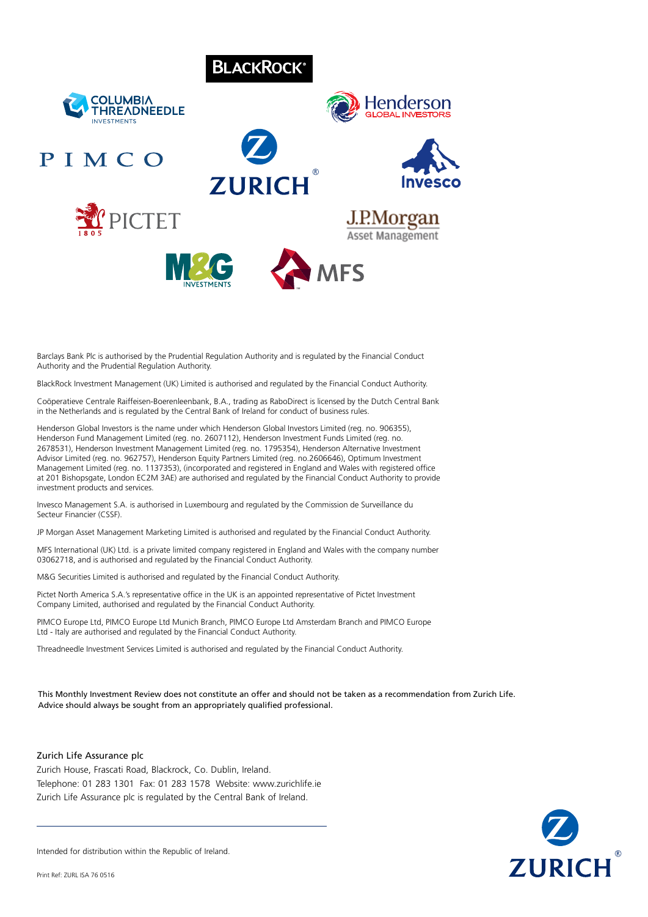Barclays Bank Plc is authorised by the Prudential Regulation Authority and is regulated by the Financial Conduct Authority and the Prudential Regulation Authority.

BlackRock Investment Management (UK) Limited is authorised and regulated by the Financial Conduct Authority.

Coöperatieve Centrale Raiffeisen-Boerenleenbank, B.A., trading as RaboDirect is licensed by the Dutch Central Bank in the Netherlands and is regulated by the Central Bank of Ireland for conduct of business rules.

Henderson Global Investors is the name under which Henderson Global Investors Limited (reg. no. 906355), Henderson Fund Management Limited (reg. no. 2607112), Henderson Investment Funds Limited (reg. no. 2678531), Henderson Investment Management Limited (reg. no. 1795354), Henderson Alternative Investment Advisor Limited (reg. no. 962757), Henderson Equity Partners Limited (reg. no.2606646), Optimum Investment Management Limited (reg. no. 1137353), (incorporated and registered in England and Wales with registered office at 201 Bishopsgate, London EC2M 3AE) are authorised and regulated by the Financial Conduct Authority to provide investment products and services.

Invesco Management S.A. is authorised in Luxembourg and regulated by the Commission de Surveillance du Secteur Financier (CSSF).

JP Morgan Asset Management Marketing Limited is authorised and regulated by the Financial Conduct Authority.

MFS International (UK) Ltd. is a private limited company registered in England and Wales with the company number 03062718, and is authorised and regulated by the Financial Conduct Authority.

M&G Securities Limited is authorised and regulated by the Financial Conduct Authority.

Pictet North America S.A.'s representative office in the UK is an appointed representative of Pictet Investment Company Limited, authorised and regulated by the Financial Conduct Authority.

PIMCO Europe Ltd, PIMCO Europe Ltd Munich Branch, PIMCO Europe Ltd Amsterdam Branch and PIMCO Europe Ltd - Italy are authorised and regulated by the Financial Conduct Authority.

Threadneedle Investment Services Limited is authorised and regulated by the Financial Conduct Authority.

This Monthly Investment Review does not constitute an offer and should not be taken as a recommendation from Zurich Life. Advice should always be sought from an appropriately qualified professional.

Zurich Life Assurance plc
Zurich House, Frascati Road, Blackrock, Co. Dublin, Ireland.
Telephone: 01 283 1301 Fax: 01 283 1578 Website: www.zurichlife.ie
Zurich Life Assurance plc is regulated by the Central Bank of Ireland.

Intended for distribution within the Republic of Ireland.

Print Ref: ZURL ISA 76 0516